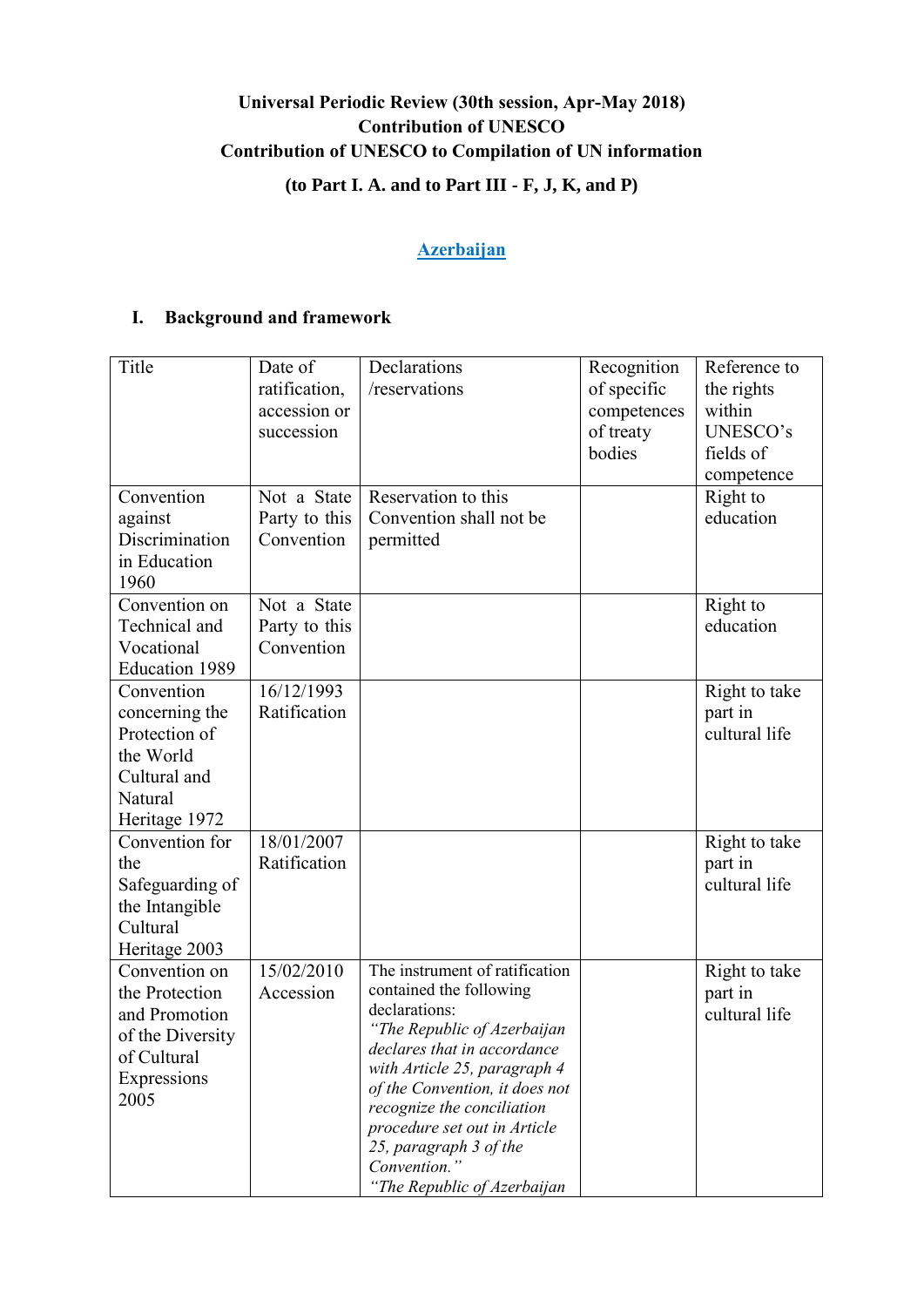**Universal Periodic Review (30th session, Apr-May 2018)**
**Contribution of UNESCO**
**Contribution of UNESCO to Compilation of UN information**

**(to Part I. A. and to Part III - F, J, K, and P)**

**Azerbaijan**

## I. Background and framework

| Title | Date of ratification, accession or succession | Declarations /reservations | Recognition of specific competences of treaty bodies | Reference to the rights within UNESCO's fields of competence |
|---|---|---|---|---|
| Convention against Discrimination in Education 1960 | Not a State Party to this Convention | Reservation to this Convention shall not be permitted | | Right to education |
| Convention on Technical and Vocational Education 1989 | Not a State Party to this Convention | | | Right to education |
| Convention concerning the Protection of the World Cultural and Natural Heritage 1972 | 16/12/1993 Ratification | | | Right to take part in cultural life |
| Convention for the Safeguarding of the Intangible Cultural Heritage 2003 | 18/01/2007 Ratification | | | Right to take part in cultural life |
| Convention on the Protection and Promotion of the Diversity of Cultural Expressions 2005 | 15/02/2010 Accession | The instrument of ratification contained the following declarations: *"The Republic of Azerbaijan declares that in accordance with Article 25, paragraph 4 of the Convention, it does not recognize the conciliation procedure set out in Article 25, paragraph 3 of the Convention."* *"The Republic of Azerbaijan* | | Right to take part in cultural life |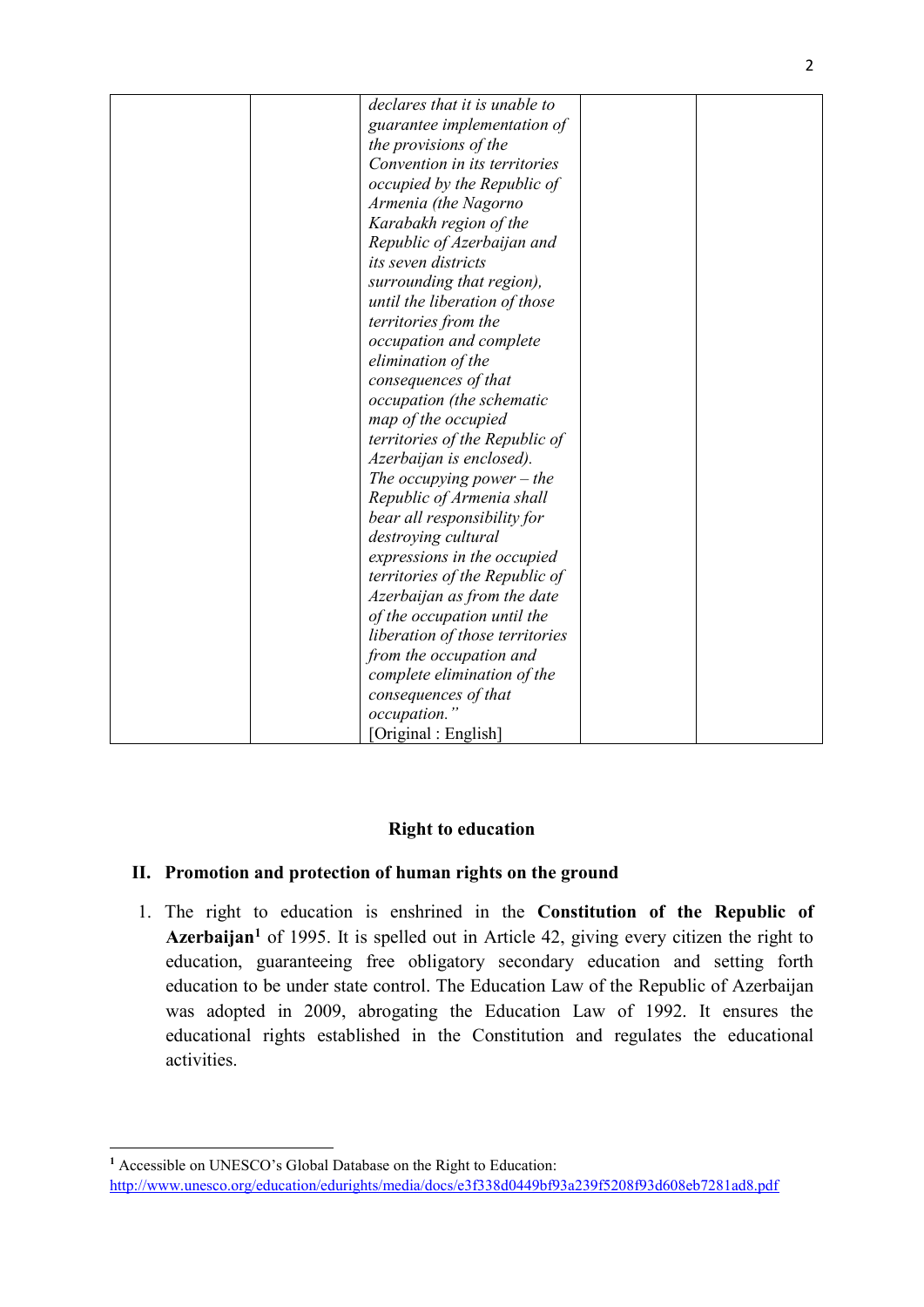| | | *declares that it is unable to guarantee implementation of the provisions of the Convention in its territories occupied by the Republic of Armenia (the Nagorno Karabakh region of the Republic of Azerbaijan and its seven districts surrounding that region), until the liberation of those territories from the occupation and complete elimination of the consequences of that occupation (the schematic map of the occupied territories of the Republic of Azerbaijan is enclosed). The occupying power – the Republic of Armenia shall bear all responsibility for destroying cultural expressions in the occupied territories of the Republic of Azerbaijan as from the date of the occupation until the liberation of those territories from the occupation and complete elimination of the consequences of that occupation."* [Original : English] | | |
|---|---|---|---|---|

**Right to education**

## II. Promotion and protection of human rights on the ground

1. The right to education is enshrined in the **Constitution of the Republic of Azerbaijan**[1] of 1995. It is spelled out in Article 42, giving every citizen the right to education, guaranteeing free obligatory secondary education and setting forth education to be under state control. The Education Law of the Republic of Azerbaijan was adopted in 2009, abrogating the Education Law of 1992. It ensures the educational rights established in the Constitution and regulates the educational activities.

[1] Accessible on UNESCO's Global Database on the Right to Education: http://www.unesco.org/education/edurights/media/docs/e3f338d0449bf93a239f5208f93d608eb7281ad8.pdf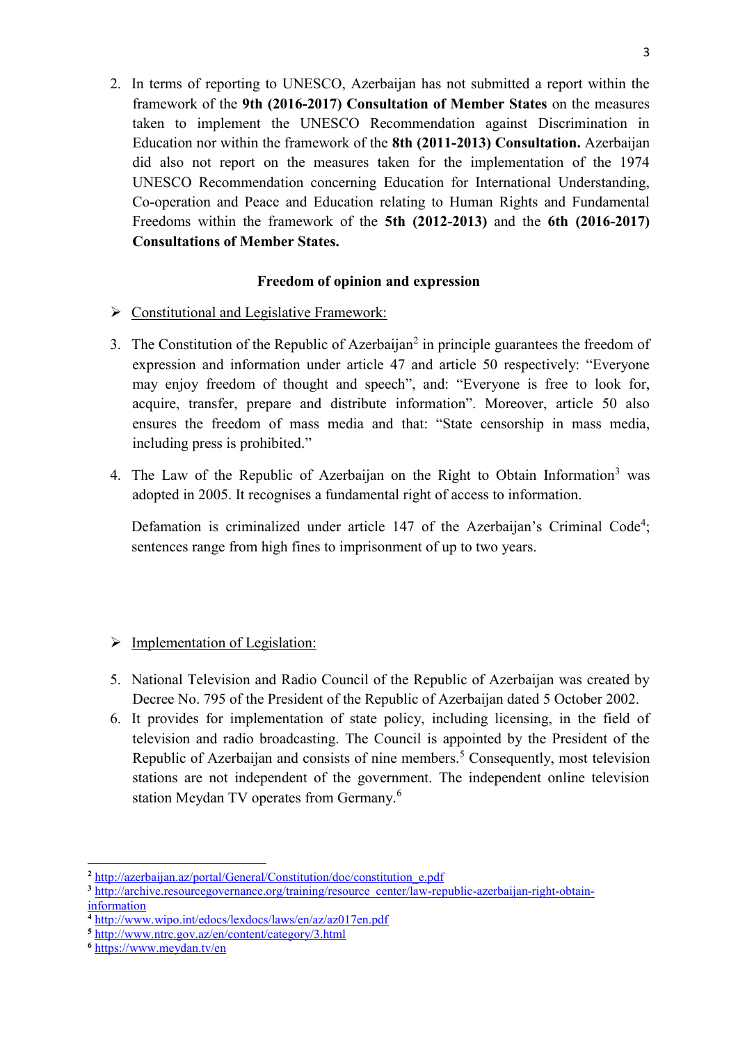2. In terms of reporting to UNESCO, Azerbaijan has not submitted a report within the framework of the **9th (2016-2017) Consultation of Member States** on the measures taken to implement the UNESCO Recommendation against Discrimination in Education nor within the framework of the **8th (2011-2013) Consultation.** Azerbaijan did also not report on the measures taken for the implementation of the 1974 UNESCO Recommendation concerning Education for International Understanding, Co-operation and Peace and Education relating to Human Rights and Fundamental Freedoms within the framework of the **5th (2012-2013)** and the **6th (2016-2017) Consultations of Member States.**

**Freedom of opinion and expression**

➢ Constitutional and Legislative Framework:

3. The Constitution of the Republic of Azerbaijan[2] in principle guarantees the freedom of expression and information under article 47 and article 50 respectively: "Everyone may enjoy freedom of thought and speech", and: "Everyone is free to look for, acquire, transfer, prepare and distribute information". Moreover, article 50 also ensures the freedom of mass media and that: "State censorship in mass media, including press is prohibited."

4. The Law of the Republic of Azerbaijan on the Right to Obtain Information[3] was adopted in 2005. It recognises a fundamental right of access to information.

   Defamation is criminalized under article 147 of the Azerbaijan's Criminal Code[4]; sentences range from high fines to imprisonment of up to two years.

➢ Implementation of Legislation:

5. National Television and Radio Council of the Republic of Azerbaijan was created by Decree No. 795 of the President of the Republic of Azerbaijan dated 5 October 2002.
6. It provides for implementation of state policy, including licensing, in the field of television and radio broadcasting. The Council is appointed by the President of the Republic of Azerbaijan and consists of nine members.[5] Consequently, most television stations are not independent of the government. The independent online television station Meydan TV operates from Germany.[6]

---

[2] http://azerbaijan.az/portal/General/Constitution/doc/constitution_e.pdf
[3] http://archive.resourcegovernance.org/training/resource_center/law-republic-azerbaijan-right-obtain-information
[4] http://www.wipo.int/edocs/lexdocs/laws/en/az/az017en.pdf
[5] http://www.ntrc.gov.az/en/content/category/3.html
[6] https://www.meydan.tv/en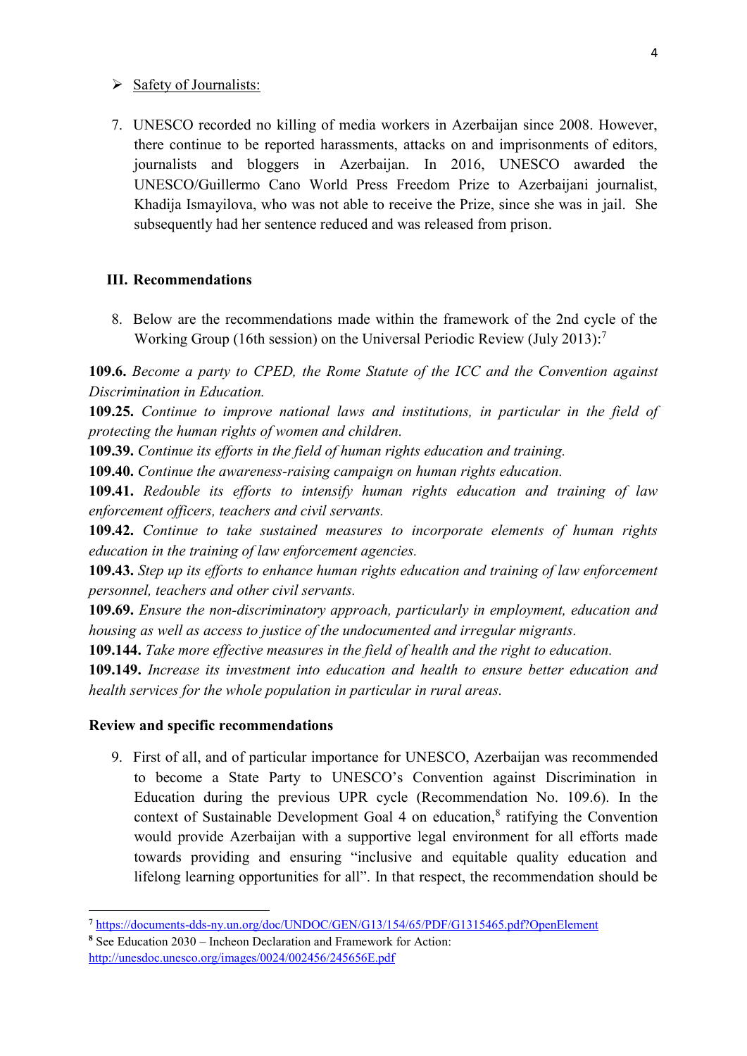- Safety of Journalists:

7. UNESCO recorded no killing of media workers in Azerbaijan since 2008. However, there continue to be reported harassments, attacks on and imprisonments of editors, journalists and bloggers in Azerbaijan. In 2016, UNESCO awarded the UNESCO/Guillermo Cano World Press Freedom Prize to Azerbaijani journalist, Khadija Ismayilova, who was not able to receive the Prize, since she was in jail. She subsequently had her sentence reduced and was released from prison.

## III. Recommendations

8. Below are the recommendations made within the framework of the 2nd cycle of the Working Group (16th session) on the Universal Periodic Review (July 2013):[7]

**109.6.** *Become a party to CPED, the Rome Statute of the ICC and the Convention against Discrimination in Education.*

**109.25.** *Continue to improve national laws and institutions, in particular in the field of protecting the human rights of women and children.*

**109.39.** *Continue its efforts in the field of human rights education and training.*

**109.40.** *Continue the awareness-raising campaign on human rights education.*

**109.41.** *Redouble its efforts to intensify human rights education and training of law enforcement officers, teachers and civil servants.*

**109.42.** *Continue to take sustained measures to incorporate elements of human rights education in the training of law enforcement agencies.*

**109.43.** *Step up its efforts to enhance human rights education and training of law enforcement personnel, teachers and other civil servants.*

**109.69.** *Ensure the non-discriminatory approach, particularly in employment, education and housing as well as access to justice of the undocumented and irregular migrants.*

**109.144.** *Take more effective measures in the field of health and the right to education.*

**109.149.** *Increase its investment into education and health to ensure better education and health services for the whole population in particular in rural areas.*

**Review and specific recommendations**

9. First of all, and of particular importance for UNESCO, Azerbaijan was recommended to become a State Party to UNESCO's Convention against Discrimination in Education during the previous UPR cycle (Recommendation No. 109.6). In the context of Sustainable Development Goal 4 on education,[8] ratifying the Convention would provide Azerbaijan with a supportive legal environment for all efforts made towards providing and ensuring "inclusive and equitable quality education and lifelong learning opportunities for all". In that respect, the recommendation should be

---

[7] https://documents-dds-ny.un.org/doc/UNDOC/GEN/G13/154/65/PDF/G1315465.pdf?OpenElement

[8] See Education 2030 – Incheon Declaration and Framework for Action: http://unesdoc.unesco.org/images/0024/002456/245656E.pdf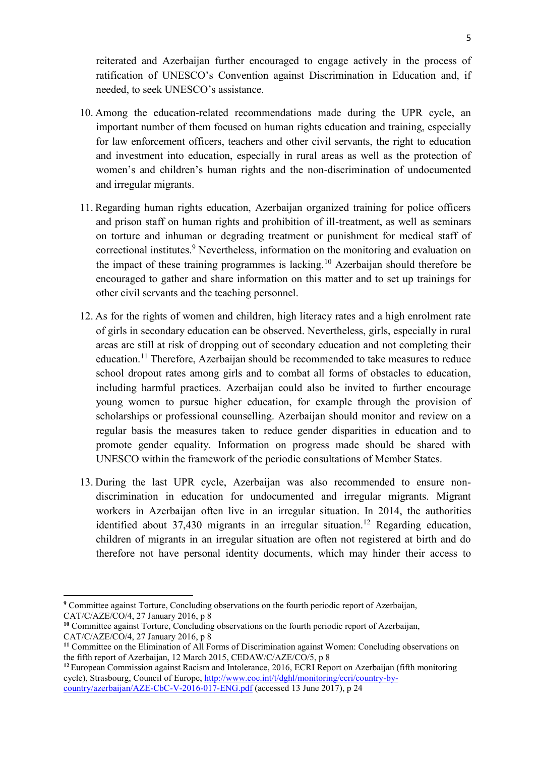reiterated and Azerbaijan further encouraged to engage actively in the process of ratification of UNESCO's Convention against Discrimination in Education and, if needed, to seek UNESCO's assistance.

10. Among the education-related recommendations made during the UPR cycle, an important number of them focused on human rights education and training, especially for law enforcement officers, teachers and other civil servants, the right to education and investment into education, especially in rural areas as well as the protection of women's and children's human rights and the non-discrimination of undocumented and irregular migrants.

11. Regarding human rights education, Azerbaijan organized training for police officers and prison staff on human rights and prohibition of ill-treatment, as well as seminars on torture and inhuman or degrading treatment or punishment for medical staff of correctional institutes.[9] Nevertheless, information on the monitoring and evaluation on the impact of these training programmes is lacking.[10] Azerbaijan should therefore be encouraged to gather and share information on this matter and to set up trainings for other civil servants and the teaching personnel.

12. As for the rights of women and children, high literacy rates and a high enrolment rate of girls in secondary education can be observed. Nevertheless, girls, especially in rural areas are still at risk of dropping out of secondary education and not completing their education.[11] Therefore, Azerbaijan should be recommended to take measures to reduce school dropout rates among girls and to combat all forms of obstacles to education, including harmful practices. Azerbaijan could also be invited to further encourage young women to pursue higher education, for example through the provision of scholarships or professional counselling. Azerbaijan should monitor and review on a regular basis the measures taken to reduce gender disparities in education and to promote gender equality. Information on progress made should be shared with UNESCO within the framework of the periodic consultations of Member States.

13. During the last UPR cycle, Azerbaijan was also recommended to ensure non-discrimination in education for undocumented and irregular migrants. Migrant workers in Azerbaijan often live in an irregular situation. In 2014, the authorities identified about 37,430 migrants in an irregular situation.[12] Regarding education, children of migrants in an irregular situation are often not registered at birth and do therefore not have personal identity documents, which may hinder their access to

---

[9] Committee against Torture, Concluding observations on the fourth periodic report of Azerbaijan, CAT/C/AZE/CO/4, 27 January 2016, p 8

[10] Committee against Torture, Concluding observations on the fourth periodic report of Azerbaijan, CAT/C/AZE/CO/4, 27 January 2016, p 8

[11] Committee on the Elimination of All Forms of Discrimination against Women: Concluding observations on the fifth report of Azerbaijan, 12 March 2015, CEDAW/C/AZE/CO/5, p 8

[12] European Commission against Racism and Intolerance, 2016, ECRI Report on Azerbaijan (fifth monitoring cycle), Strasbourg, Council of Europe, http://www.coe.int/t/dghl/monitoring/ecri/country-by-country/azerbaijan/AZE-CbC-V-2016-017-ENG.pdf (accessed 13 June 2017), p 24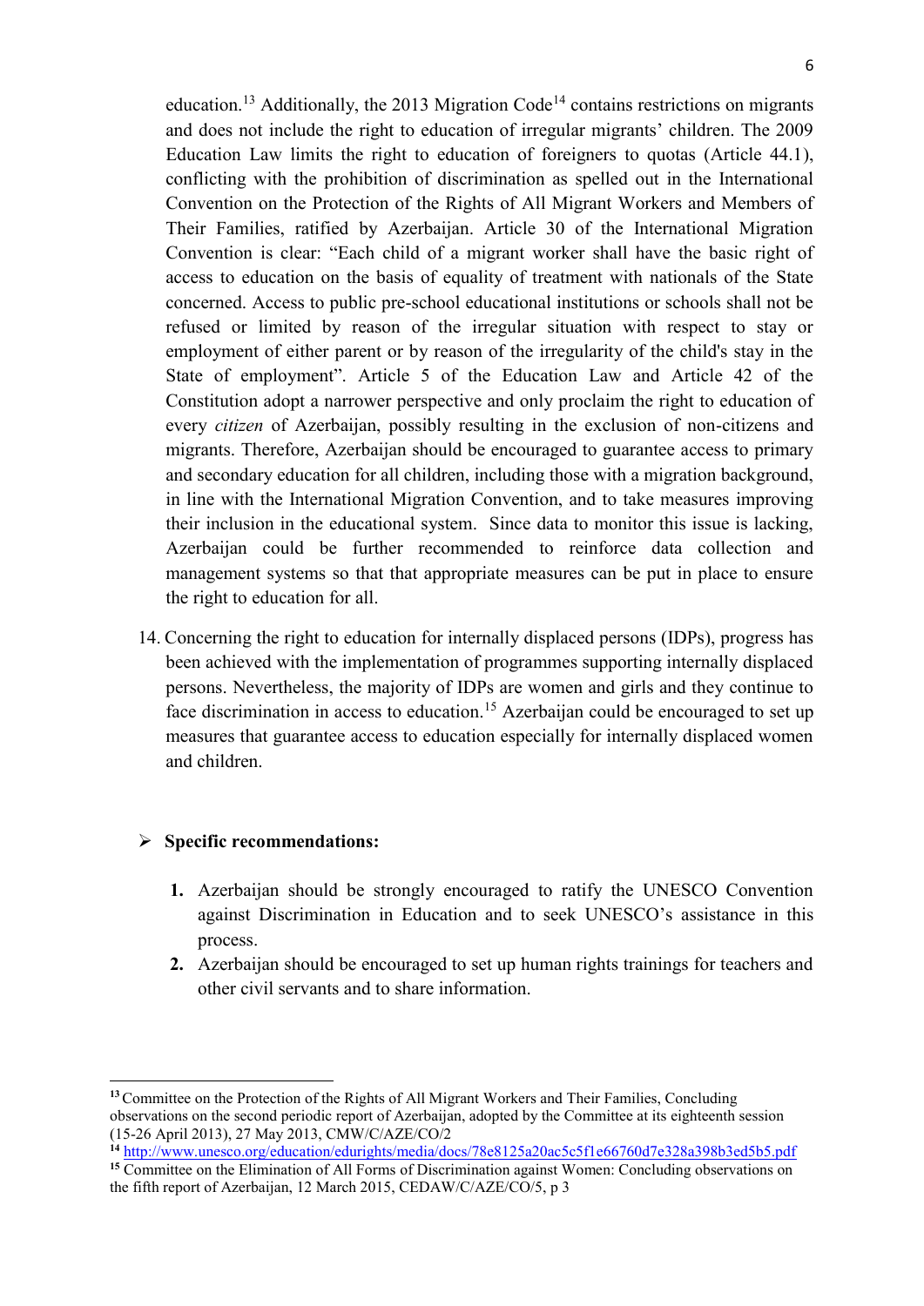education.[13] Additionally, the 2013 Migration Code[14] contains restrictions on migrants and does not include the right to education of irregular migrants' children. The 2009 Education Law limits the right to education of foreigners to quotas (Article 44.1), conflicting with the prohibition of discrimination as spelled out in the International Convention on the Protection of the Rights of All Migrant Workers and Members of Their Families, ratified by Azerbaijan. Article 30 of the International Migration Convention is clear: "Each child of a migrant worker shall have the basic right of access to education on the basis of equality of treatment with nationals of the State concerned. Access to public pre-school educational institutions or schools shall not be refused or limited by reason of the irregular situation with respect to stay or employment of either parent or by reason of the irregularity of the child's stay in the State of employment". Article 5 of the Education Law and Article 42 of the Constitution adopt a narrower perspective and only proclaim the right to education of every *citizen* of Azerbaijan, possibly resulting in the exclusion of non-citizens and migrants. Therefore, Azerbaijan should be encouraged to guarantee access to primary and secondary education for all children, including those with a migration background, in line with the International Migration Convention, and to take measures improving their inclusion in the educational system. Since data to monitor this issue is lacking, Azerbaijan could be further recommended to reinforce data collection and management systems so that that appropriate measures can be put in place to ensure the right to education for all.

14. Concerning the right to education for internally displaced persons (IDPs), progress has been achieved with the implementation of programmes supporting internally displaced persons. Nevertheless, the majority of IDPs are women and girls and they continue to face discrimination in access to education.[15] Azerbaijan could be encouraged to set up measures that guarantee access to education especially for internally displaced women and children.

- **Specific recommendations:**

  1. Azerbaijan should be strongly encouraged to ratify the UNESCO Convention against Discrimination in Education and to seek UNESCO's assistance in this process.
  2. Azerbaijan should be encouraged to set up human rights trainings for teachers and other civil servants and to share information.

---

[13] Committee on the Protection of the Rights of All Migrant Workers and Their Families, Concluding observations on the second periodic report of Azerbaijan, adopted by the Committee at its eighteenth session (15-26 April 2013), 27 May 2013, CMW/C/AZE/CO/2

[14] http://www.unesco.org/education/edurights/media/docs/78e8125a20ac5c5f1e66760d7e328a398b3ed5b5.pdf

[15] Committee on the Elimination of All Forms of Discrimination against Women: Concluding observations on the fifth report of Azerbaijan, 12 March 2015, CEDAW/C/AZE/CO/5, p 3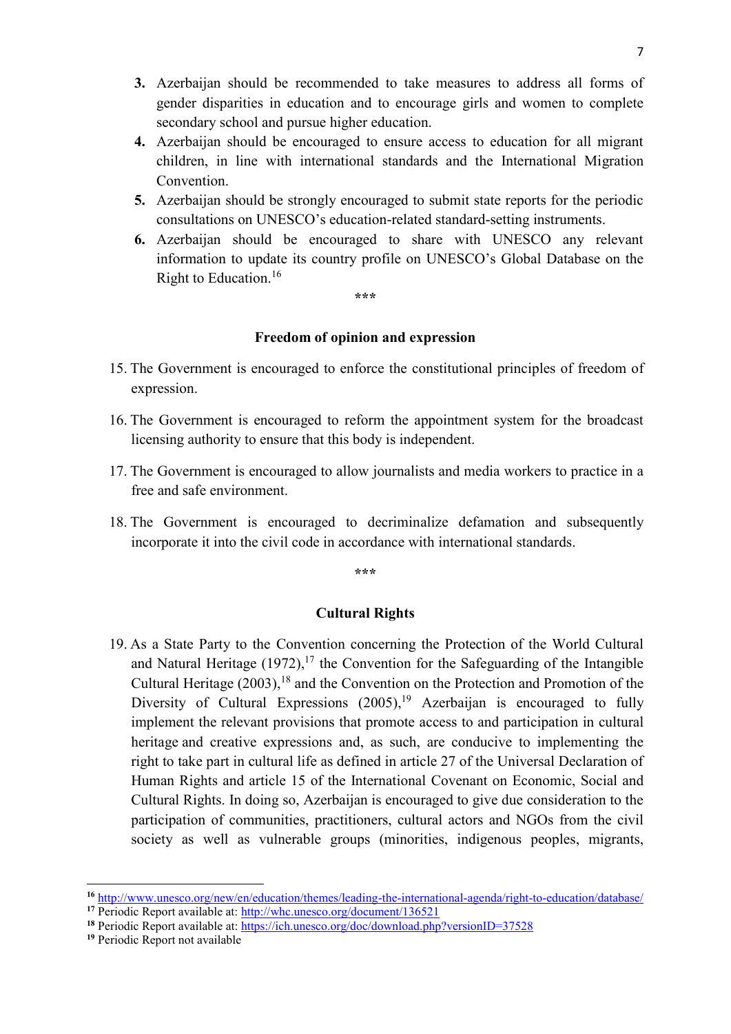3. Azerbaijan should be recommended to take measures to address all forms of gender disparities in education and to encourage girls and women to complete secondary school and pursue higher education.
4. Azerbaijan should be encouraged to ensure access to education for all migrant children, in line with international standards and the International Migration Convention.
5. Azerbaijan should be strongly encouraged to submit state reports for the periodic consultations on UNESCO's education-related standard-setting instruments.
6. Azerbaijan should be encouraged to share with UNESCO any relevant information to update its country profile on UNESCO's Global Database on the Right to Education.[16]

***

**Freedom of opinion and expression**

15. The Government is encouraged to enforce the constitutional principles of freedom of expression.

16. The Government is encouraged to reform the appointment system for the broadcast licensing authority to ensure that this body is independent.

17. The Government is encouraged to allow journalists and media workers to practice in a free and safe environment.

18. The Government is encouraged to decriminalize defamation and subsequently incorporate it into the civil code in accordance with international standards.

***

**Cultural Rights**

19. As a State Party to the Convention concerning the Protection of the World Cultural and Natural Heritage (1972),[17] the Convention for the Safeguarding of the Intangible Cultural Heritage (2003),[18] and the Convention on the Protection and Promotion of the Diversity of Cultural Expressions (2005),[19] Azerbaijan is encouraged to fully implement the relevant provisions that promote access to and participation in cultural heritage and creative expressions and, as such, are conducive to implementing the right to take part in cultural life as defined in article 27 of the Universal Declaration of Human Rights and article 15 of the International Covenant on Economic, Social and Cultural Rights. In doing so, Azerbaijan is encouraged to give due consideration to the participation of communities, practitioners, cultural actors and NGOs from the civil society as well as vulnerable groups (minorities, indigenous peoples, migrants,

---

[16] http://www.unesco.org/new/en/education/themes/leading-the-international-agenda/right-to-education/database/

[17] Periodic Report available at: http://whc.unesco.org/document/136521

[18] Periodic Report available at: https://ich.unesco.org/doc/download.php?versionID=37528

[19] Periodic Report not available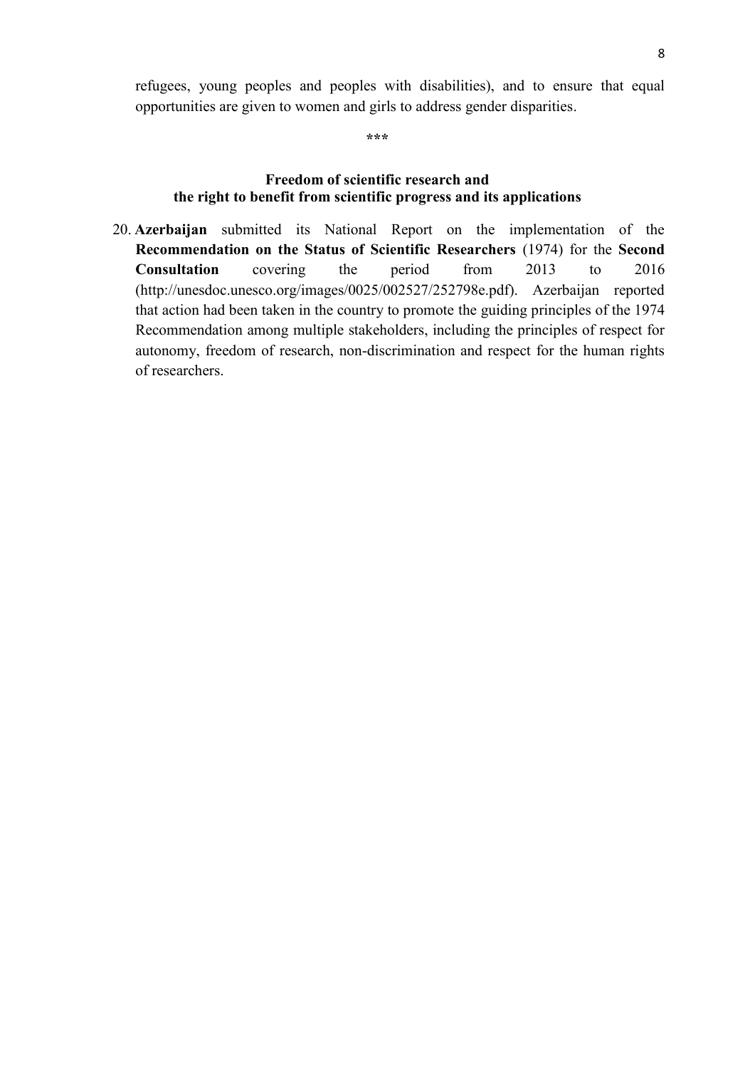refugees, young peoples and peoples with disabilities), and to ensure that equal opportunities are given to women and girls to address gender disparities.

***

### Freedom of scientific research and the right to benefit from scientific progress and its applications

20. **Azerbaijan** submitted its National Report on the implementation of the **Recommendation on the Status of Scientific Researchers** (1974) for the **Second Consultation** covering the period from 2013 to 2016 (http://unesdoc.unesco.org/images/0025/002527/252798e.pdf). Azerbaijan reported that action had been taken in the country to promote the guiding principles of the 1974 Recommendation among multiple stakeholders, including the principles of respect for autonomy, freedom of research, non-discrimination and respect for the human rights of researchers.